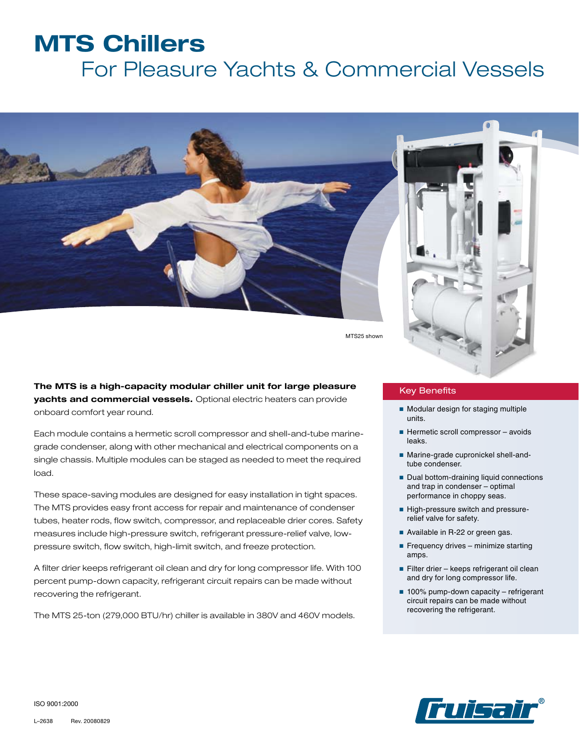# MTS Chillers

## For Pleasure Yachts & Commercial Vessels

MTS25 shown

**The MTS is a high-capacity modular chiller unit for large pleasure yachts and commercial vessels.** Optional electric heaters can provide onboard comfort year round.

Each module contains a hermetic scroll compressor and shell-and-tube marine-grade condenser, along with other mechanical and electrical components on a single chassis. Multiple modules can be staged as needed to meet the required load.

These space-saving modules are designed for easy installation in tight spaces. The MTS provides easy front access for repair and maintenance of condenser tubes, heater rods, flow switch, compressor, and replaceable drier cores. Safety measures include high-pressure switch, refrigerant pressure-relief valve, low-pressure switch, flow switch, high-limit switch, and freeze protection.

A filter drier keeps refrigerant oil clean and dry for long compressor life. With 100 percent pump-down capacity, refrigerant circuit repairs can be made without recovering the refrigerant.

The MTS 25-ton (279,000 BTU/hr) chiller is available in 380V and 460V models.

### Key Benefits

- Modular design for staging multiple units.
- Hermetic scroll compressor – avoids leaks.
- Marine-grade cupronickel shell-and-tube condenser.
- Dual bottom-draining liquid connections and trap in condenser – optimal performance in choppy seas.
- High-pressure switch and pressure-relief valve for safety.
- Available in R-22 or green gas.
- Frequency drives – minimize starting amps.
- Filter drier – keeps refrigerant oil clean and dry for long compressor life.
- 100% pump-down capacity – refrigerant circuit repairs can be made without recovering the refrigerant.

ISO 9001:2000

L–2638 Rev. 20080829

Cruisair®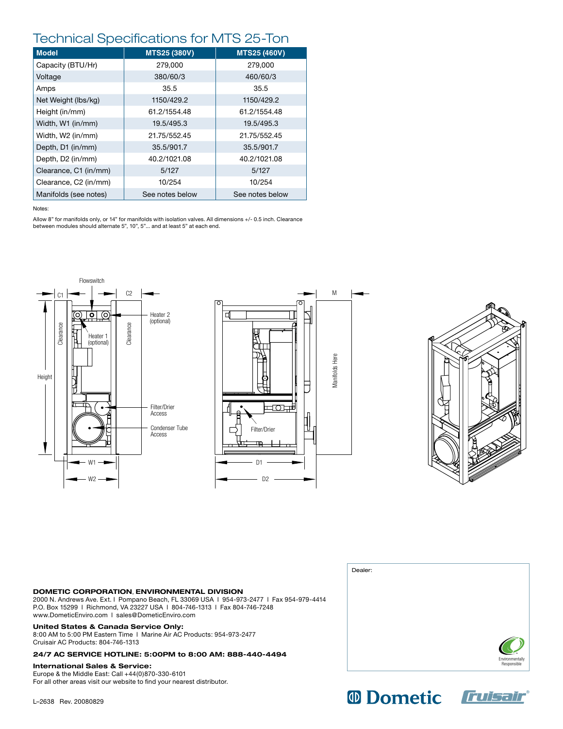# Technical Specifications for MTS 25-Ton

| Model | MTS25 (380V) | MTS25 (460V) |
|---|---|---|
| Capacity (BTU/Hr) | 279,000 | 279,000 |
| Voltage | 380/60/3 | 460/60/3 |
| Amps | 35.5 | 35.5 |
| Net Weight (lbs/kg) | 1150/429.2 | 1150/429.2 |
| Height (in/mm) | 61.2/1554.48 | 61.2/1554.48 |
| Width, W1 (in/mm) | 19.5/495.3 | 19.5/495.3 |
| Width, W2 (in/mm) | 21.75/552.45 | 21.75/552.45 |
| Depth, D1 (in/mm) | 35.5/901.7 | 35.5/901.7 |
| Depth, D2 (in/mm) | 40.2/1021.08 | 40.2/1021.08 |
| Clearance, C1 (in/mm) | 5/127 | 5/127 |
| Clearance, C2 (in/mm) | 10/254 | 10/254 |
| Manifolds (see notes) | See notes below | See notes below |

Notes:

Allow 8" for manifolds only, or 14" for manifolds with isolation valves. All dimensions +/- 0.5 inch. Clearance between modules should alternate 5", 10", 5"... and at least 5" at each end.

Flowswitch
C1
C2
Heater 2 (optional)
Heater 1 (optional)
Clearance
Clearance
Height
Filter/Drier Access
Condenser Tube Access
W1
W2

M
Manifolds Here
Filter/Drier
D1
D2

**DOMETIC CORPORATION**, **ENVIRONMENTAL DIVISION**
2000 N. Andrews Ave. Ext. | Pompano Beach, FL 33069 USA | 954-973-2477 | Fax 954-979-4414
P.O. Box 15299 | Richmond, VA 23227 USA | 804-746-1313 | Fax 804-746-7248
www.DometicEnviro.com | sales@DometicEnviro.com

**United States & Canada Service Only:**
8:00 AM to 5:00 PM Eastern Time | Marine Air AC Products: 954-973-2477
Cruisair AC Products: 804-746-1313

**24/7 AC SERVICE HOTLINE: 5:00PM to 8:00 AM: 888-440-4494**

**International Sales & Service:**
Europe & the Middle East: Call +44(0)870-330-6101
For all other areas visit our website to find your nearest distributor.

Dealer:

Environmentally Responsible

L–2638 Rev. 20080829

Dometic Cruisair®